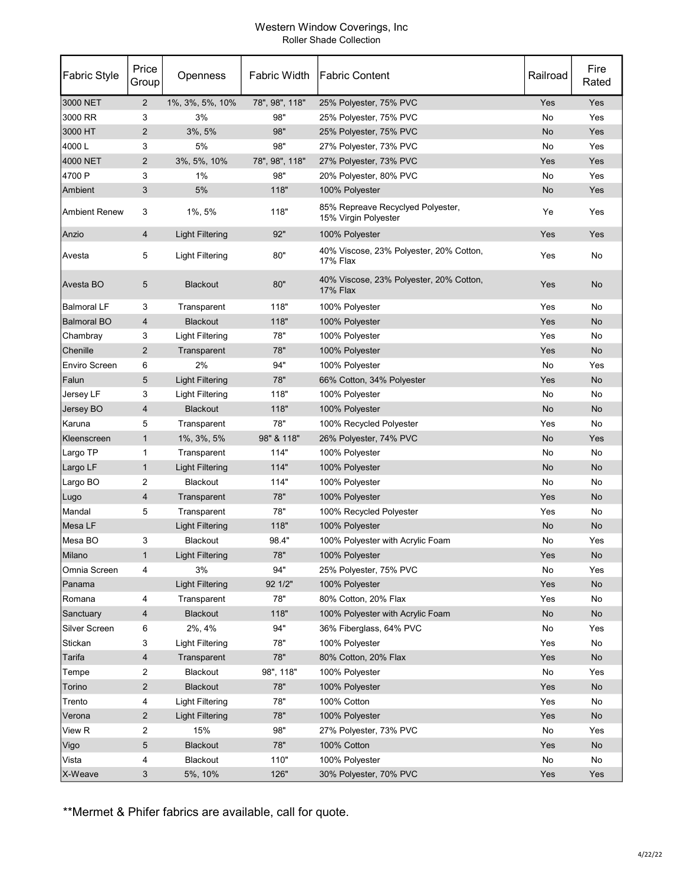# Western Window Coverings, Inc

## Roller Shade Collection

| Fabric Style | Price Group | Openness | Fabric Width | Fabric Content | Railroad | Fire Rated |
|---|---|---|---|---|---|---|
| 3000 NET | 2 | 1%, 3%, 5%, 10% | 78", 98", 118" | 25% Polyester, 75% PVC | Yes | Yes |
| 3000 RR | 3 | 3% | 98" | 25% Polyester, 75% PVC | No | Yes |
| 3000 HT | 2 | 3%, 5% | 98" | 25% Polyester, 75% PVC | No | Yes |
| 4000 L | 3 | 5% | 98" | 27% Polyester, 73% PVC | No | Yes |
| 4000 NET | 2 | 3%, 5%, 10% | 78", 98", 118" | 27% Polyester, 73% PVC | Yes | Yes |
| 4700 P | 3 | 1% | 98" | 20% Polyester, 80% PVC | No | Yes |
| Ambient | 3 | 5% | 118" | 100% Polyester | No | Yes |
| Ambient Renew | 3 | 1%, 5% | 118" | 85% Repreave Recyclyed Polyester, 15% Virgin Polyester | Ye | Yes |
| Anzio | 4 | Light Filtering | 92" | 100% Polyester | Yes | Yes |
| Avesta | 5 | Light Filtering | 80" | 40% Viscose, 23% Polyester, 20% Cotton, 17% Flax | Yes | No |
| Avesta BO | 5 | Blackout | 80" | 40% Viscose, 23% Polyester, 20% Cotton, 17% Flax | Yes | No |
| Balmoral LF | 3 | Transparent | 118" | 100% Polyester | Yes | No |
| Balmoral BO | 4 | Blackout | 118" | 100% Polyester | Yes | No |
| Chambray | 3 | Light Filtering | 78" | 100% Polyester | Yes | No |
| Chenille | 2 | Transparent | 78" | 100% Polyester | Yes | No |
| Enviro Screen | 6 | 2% | 94" | 100% Polyester | No | Yes |
| Falun | 5 | Light Filtering | 78" | 66% Cotton, 34% Polyester | Yes | No |
| Jersey LF | 3 | Light Filtering | 118" | 100% Polyester | No | No |
| Jersey BO | 4 | Blackout | 118" | 100% Polyester | No | No |
| Karuna | 5 | Transparent | 78" | 100% Recycled Polyester | Yes | No |
| Kleenscreen | 1 | 1%, 3%, 5% | 98" & 118" | 26% Polyester, 74% PVC | No | Yes |
| Largo TP | 1 | Transparent | 114" | 100% Polyester | No | No |
| Largo LF | 1 | Light Filtering | 114" | 100% Polyester | No | No |
| Largo BO | 2 | Blackout | 114" | 100% Polyester | No | No |
| Lugo | 4 | Transparent | 78" | 100% Polyester | Yes | No |
| Mandal | 5 | Transparent | 78" | 100% Recycled Polyester | Yes | No |
| Mesa LF | | Light Filtering | 118" | 100% Polyester | No | No |
| Mesa BO | 3 | Blackout | 98.4" | 100% Polyester with Acrylic Foam | No | Yes |
| Milano | 1 | Light Filtering | 78" | 100% Polyester | Yes | No |
| Omnia Screen | 4 | 3% | 94" | 25% Polyester, 75% PVC | No | Yes |
| Panama | | Light Filtering | 92 1/2" | 100% Polyester | Yes | No |
| Romana | 4 | Transparent | 78" | 80% Cotton, 20% Flax | Yes | No |
| Sanctuary | 4 | Blackout | 118" | 100% Polyester with Acrylic Foam | No | No |
| Silver Screen | 6 | 2%, 4% | 94" | 36% Fiberglass, 64% PVC | No | Yes |
| Stickan | 3 | Light Filtering | 78" | 100% Polyester | Yes | No |
| Tarifa | 4 | Transparent | 78" | 80% Cotton, 20% Flax | Yes | No |
| Tempe | 2 | Blackout | 98", 118" | 100% Polyester | No | Yes |
| Torino | 2 | Blackout | 78" | 100% Polyester | Yes | No |
| Trento | 4 | Light Filtering | 78" | 100% Cotton | Yes | No |
| Verona | 2 | Light Filtering | 78" | 100% Polyester | Yes | No |
| View R | 2 | 15% | 98" | 27% Polyester, 73% PVC | No | Yes |
| Vigo | 5 | Blackout | 78" | 100% Cotton | Yes | No |
| Vista | 4 | Blackout | 110" | 100% Polyester | No | No |
| X-Weave | 3 | 5%, 10% | 126" | 30% Polyester, 70% PVC | Yes | Yes |

**Mermet & Phifer fabrics are available, call for quote.

4/22/22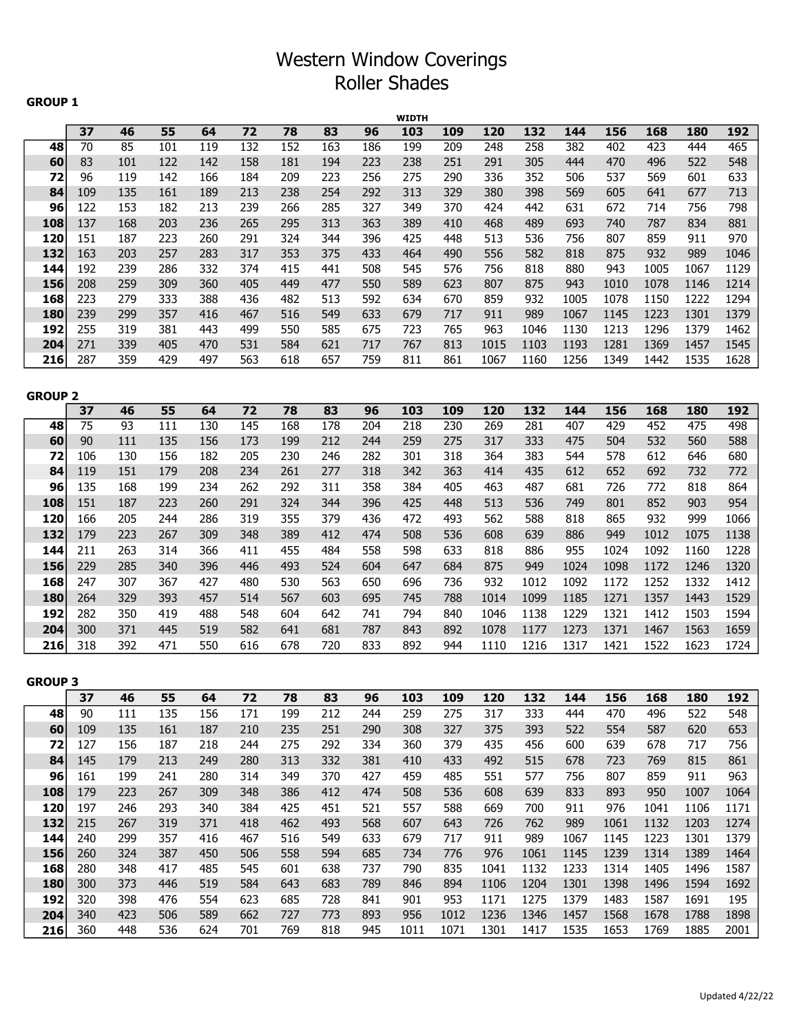# Western Window Coverings
## Roller Shades

**GROUP 1**

| | WIDTH | | | | | | | | | | | | | | | | |
|---|---|---|---|---|---|---|---|---|---|---|---|---|---|---|---|---|---|
| | **37** | **46** | **55** | **64** | **72** | **78** | **83** | **96** | **103** | **109** | **120** | **132** | **144** | **156** | **168** | **180** | **192** |
| **48** | 70 | 85 | 101 | 119 | 132 | 152 | 163 | 186 | 199 | 209 | 248 | 258 | 382 | 402 | 423 | 444 | 465 |
| **60** | 83 | 101 | 122 | 142 | 158 | 181 | 194 | 223 | 238 | 251 | 291 | 305 | 444 | 470 | 496 | 522 | 548 |
| **72** | 96 | 119 | 142 | 166 | 184 | 209 | 223 | 256 | 275 | 290 | 336 | 352 | 506 | 537 | 569 | 601 | 633 |
| **84** | 109 | 135 | 161 | 189 | 213 | 238 | 254 | 292 | 313 | 329 | 380 | 398 | 569 | 605 | 641 | 677 | 713 |
| **96** | 122 | 153 | 182 | 213 | 239 | 266 | 285 | 327 | 349 | 370 | 424 | 442 | 631 | 672 | 714 | 756 | 798 |
| **108** | 137 | 168 | 203 | 236 | 265 | 295 | 313 | 363 | 389 | 410 | 468 | 489 | 693 | 740 | 787 | 834 | 881 |
| **120** | 151 | 187 | 223 | 260 | 291 | 324 | 344 | 396 | 425 | 448 | 513 | 536 | 756 | 807 | 859 | 911 | 970 |
| **132** | 163 | 203 | 257 | 283 | 317 | 353 | 375 | 433 | 464 | 490 | 556 | 582 | 818 | 875 | 932 | 989 | 1046 |
| **144** | 192 | 239 | 286 | 332 | 374 | 415 | 441 | 508 | 545 | 576 | 756 | 818 | 880 | 943 | 1005 | 1067 | 1129 |
| **156** | 208 | 259 | 309 | 360 | 405 | 449 | 477 | 550 | 589 | 623 | 807 | 875 | 943 | 1010 | 1078 | 1146 | 1214 |
| **168** | 223 | 279 | 333 | 388 | 436 | 482 | 513 | 592 | 634 | 670 | 859 | 932 | 1005 | 1078 | 1150 | 1222 | 1294 |
| **180** | 239 | 299 | 357 | 416 | 467 | 516 | 549 | 633 | 679 | 717 | 911 | 989 | 1067 | 1145 | 1223 | 1301 | 1379 |
| **192** | 255 | 319 | 381 | 443 | 499 | 550 | 585 | 675 | 723 | 765 | 963 | 1046 | 1130 | 1213 | 1296 | 1379 | 1462 |
| **204** | 271 | 339 | 405 | 470 | 531 | 584 | 621 | 717 | 767 | 813 | 1015 | 1103 | 1193 | 1281 | 1369 | 1457 | 1545 |
| **216** | 287 | 359 | 429 | 497 | 563 | 618 | 657 | 759 | 811 | 861 | 1067 | 1160 | 1256 | 1349 | 1442 | 1535 | 1628 |

**GROUP 2**

| | **37** | **46** | **55** | **64** | **72** | **78** | **83** | **96** | **103** | **109** | **120** | **132** | **144** | **156** | **168** | **180** | **192** |
|---|---|---|---|---|---|---|---|---|---|---|---|---|---|---|---|---|---|
| **48** | 75 | 93 | 111 | 130 | 145 | 168 | 178 | 204 | 218 | 230 | 269 | 281 | 407 | 429 | 452 | 475 | 498 |
| **60** | 90 | 111 | 135 | 156 | 173 | 199 | 212 | 244 | 259 | 275 | 317 | 333 | 475 | 504 | 532 | 560 | 588 |
| **72** | 106 | 130 | 156 | 182 | 205 | 230 | 246 | 282 | 301 | 318 | 364 | 383 | 544 | 578 | 612 | 646 | 680 |
| **84** | 119 | 151 | 179 | 208 | 234 | 261 | 277 | 318 | 342 | 363 | 414 | 435 | 612 | 652 | 692 | 732 | 772 |
| **96** | 135 | 168 | 199 | 234 | 262 | 292 | 311 | 358 | 384 | 405 | 463 | 487 | 681 | 726 | 772 | 818 | 864 |
| **108** | 151 | 187 | 223 | 260 | 291 | 324 | 344 | 396 | 425 | 448 | 513 | 536 | 749 | 801 | 852 | 903 | 954 |
| **120** | 166 | 205 | 244 | 286 | 319 | 355 | 379 | 436 | 472 | 493 | 562 | 588 | 818 | 865 | 932 | 999 | 1066 |
| **132** | 179 | 223 | 267 | 309 | 348 | 389 | 412 | 474 | 508 | 536 | 608 | 639 | 886 | 949 | 1012 | 1075 | 1138 |
| **144** | 211 | 263 | 314 | 366 | 411 | 455 | 484 | 558 | 598 | 633 | 818 | 886 | 955 | 1024 | 1092 | 1160 | 1228 |
| **156** | 229 | 285 | 340 | 396 | 446 | 493 | 524 | 604 | 647 | 684 | 875 | 949 | 1024 | 1098 | 1172 | 1246 | 1320 |
| **168** | 247 | 307 | 367 | 427 | 480 | 530 | 563 | 650 | 696 | 736 | 932 | 1012 | 1092 | 1172 | 1252 | 1332 | 1412 |
| **180** | 264 | 329 | 393 | 457 | 514 | 567 | 603 | 695 | 745 | 788 | 1014 | 1099 | 1185 | 1271 | 1357 | 1443 | 1529 |
| **192** | 282 | 350 | 419 | 488 | 548 | 604 | 642 | 741 | 794 | 840 | 1046 | 1138 | 1229 | 1321 | 1412 | 1503 | 1594 |
| **204** | 300 | 371 | 445 | 519 | 582 | 641 | 681 | 787 | 843 | 892 | 1078 | 1177 | 1273 | 1371 | 1467 | 1563 | 1659 |
| **216** | 318 | 392 | 471 | 550 | 616 | 678 | 720 | 833 | 892 | 944 | 1110 | 1216 | 1317 | 1421 | 1522 | 1623 | 1724 |

**GROUP 3**

| | **37** | **46** | **55** | **64** | **72** | **78** | **83** | **96** | **103** | **109** | **120** | **132** | **144** | **156** | **168** | **180** | **192** |
|---|---|---|---|---|---|---|---|---|---|---|---|---|---|---|---|---|---|
| **48** | 90 | 111 | 135 | 156 | 171 | 199 | 212 | 244 | 259 | 275 | 317 | 333 | 444 | 470 | 496 | 522 | 548 |
| **60** | 109 | 135 | 161 | 187 | 210 | 235 | 251 | 290 | 308 | 327 | 375 | 393 | 522 | 554 | 587 | 620 | 653 |
| **72** | 127 | 156 | 187 | 218 | 244 | 275 | 292 | 334 | 360 | 379 | 435 | 456 | 600 | 639 | 678 | 717 | 756 |
| **84** | 145 | 179 | 213 | 249 | 280 | 313 | 332 | 381 | 410 | 433 | 492 | 515 | 678 | 723 | 769 | 815 | 861 |
| **96** | 161 | 199 | 241 | 280 | 314 | 349 | 370 | 427 | 459 | 485 | 551 | 577 | 756 | 807 | 859 | 911 | 963 |
| **108** | 179 | 223 | 267 | 309 | 348 | 386 | 412 | 474 | 508 | 536 | 608 | 639 | 833 | 893 | 950 | 1007 | 1064 |
| **120** | 197 | 246 | 293 | 340 | 384 | 425 | 451 | 521 | 557 | 588 | 669 | 700 | 911 | 976 | 1041 | 1106 | 1171 |
| **132** | 215 | 267 | 319 | 371 | 418 | 462 | 493 | 568 | 607 | 643 | 726 | 762 | 989 | 1061 | 1132 | 1203 | 1274 |
| **144** | 240 | 299 | 357 | 416 | 467 | 516 | 549 | 633 | 679 | 717 | 911 | 989 | 1067 | 1145 | 1223 | 1301 | 1379 |
| **156** | 260 | 324 | 387 | 450 | 506 | 558 | 594 | 685 | 734 | 776 | 976 | 1061 | 1145 | 1239 | 1314 | 1389 | 1464 |
| **168** | 280 | 348 | 417 | 485 | 545 | 601 | 638 | 737 | 790 | 835 | 1041 | 1132 | 1233 | 1314 | 1405 | 1496 | 1587 |
| **180** | 300 | 373 | 446 | 519 | 584 | 643 | 683 | 789 | 846 | 894 | 1106 | 1204 | 1301 | 1398 | 1496 | 1594 | 1692 |
| **192** | 320 | 398 | 476 | 554 | 623 | 685 | 728 | 841 | 901 | 953 | 1171 | 1275 | 1379 | 1483 | 1587 | 1691 | 195 |
| **204** | 340 | 423 | 506 | 589 | 662 | 727 | 773 | 893 | 956 | 1012 | 1236 | 1346 | 1457 | 1568 | 1678 | 1788 | 1898 |
| **216** | 360 | 448 | 536 | 624 | 701 | 769 | 818 | 945 | 1011 | 1071 | 1301 | 1417 | 1535 | 1653 | 1769 | 1885 | 2001 |

Updated 4/22/22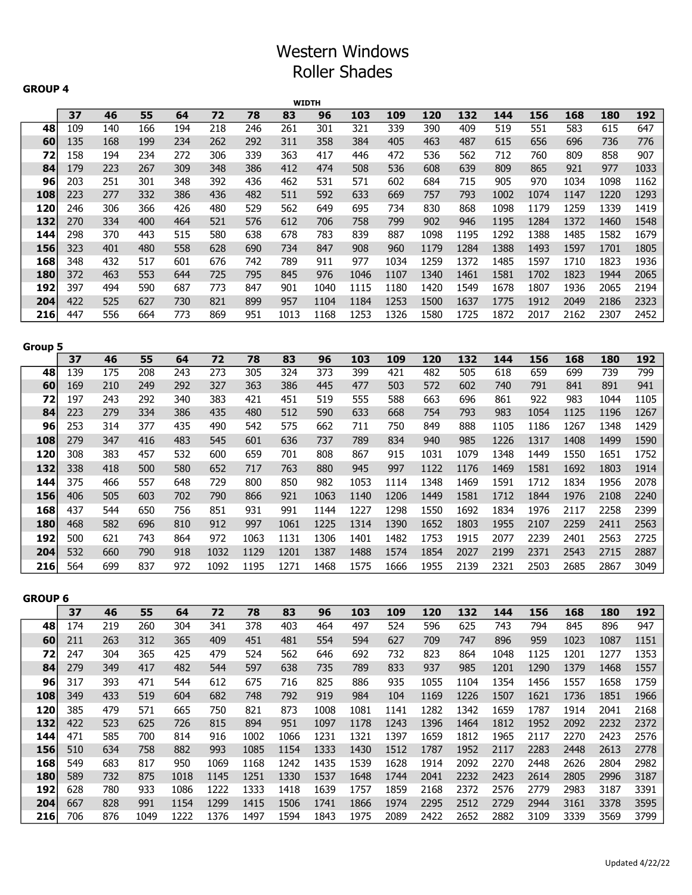# Western Windows
# Roller Shades

**GROUP 4**

| | WIDTH | | | | | | | | | | | | | | | | |
|---|---|---|---|---|---|---|---|---|---|---|---|---|---|---|---|---|---|
| | **37** | **46** | **55** | **64** | **72** | **78** | **83** | **96** | **103** | **109** | **120** | **132** | **144** | **156** | **168** | **180** | **192** |
| **48** | 109 | 140 | 166 | 194 | 218 | 246 | 261 | 301 | 321 | 339 | 390 | 409 | 519 | 551 | 583 | 615 | 647 |
| **60** | 135 | 168 | 199 | 234 | 262 | 292 | 311 | 358 | 384 | 405 | 463 | 487 | 615 | 656 | 696 | 736 | 776 |
| **72** | 158 | 194 | 234 | 272 | 306 | 339 | 363 | 417 | 446 | 472 | 536 | 562 | 712 | 760 | 809 | 858 | 907 |
| **84** | 179 | 223 | 267 | 309 | 348 | 386 | 412 | 474 | 508 | 536 | 608 | 639 | 809 | 865 | 921 | 977 | 1033 |
| **96** | 203 | 251 | 301 | 348 | 392 | 436 | 462 | 531 | 571 | 602 | 684 | 715 | 905 | 970 | 1034 | 1098 | 1162 |
| **108** | 223 | 277 | 332 | 386 | 436 | 482 | 511 | 592 | 633 | 669 | 757 | 793 | 1002 | 1074 | 1147 | 1220 | 1293 |
| **120** | 246 | 306 | 366 | 426 | 480 | 529 | 562 | 649 | 695 | 734 | 830 | 868 | 1098 | 1179 | 1259 | 1339 | 1419 |
| **132** | 270 | 334 | 400 | 464 | 521 | 576 | 612 | 706 | 758 | 799 | 902 | 946 | 1195 | 1284 | 1372 | 1460 | 1548 |
| **144** | 298 | 370 | 443 | 515 | 580 | 638 | 678 | 783 | 839 | 887 | 1098 | 1195 | 1292 | 1388 | 1485 | 1582 | 1679 |
| **156** | 323 | 401 | 480 | 558 | 628 | 690 | 734 | 847 | 908 | 960 | 1179 | 1284 | 1388 | 1493 | 1597 | 1701 | 1805 |
| **168** | 348 | 432 | 517 | 601 | 676 | 742 | 789 | 911 | 977 | 1034 | 1259 | 1372 | 1485 | 1597 | 1710 | 1823 | 1936 |
| **180** | 372 | 463 | 553 | 644 | 725 | 795 | 845 | 976 | 1046 | 1107 | 1340 | 1461 | 1581 | 1702 | 1823 | 1944 | 2065 |
| **192** | 397 | 494 | 590 | 687 | 773 | 847 | 901 | 1040 | 1115 | 1180 | 1420 | 1549 | 1678 | 1807 | 1936 | 2065 | 2194 |
| **204** | 422 | 525 | 627 | 730 | 821 | 899 | 957 | 1104 | 1184 | 1253 | 1500 | 1637 | 1775 | 1912 | 2049 | 2186 | 2323 |
| **216** | 447 | 556 | 664 | 773 | 869 | 951 | 1013 | 1168 | 1253 | 1326 | 1580 | 1725 | 1872 | 2017 | 2162 | 2307 | 2452 |

**Group 5**

| | **37** | **46** | **55** | **64** | **72** | **78** | **83** | **96** | **103** | **109** | **120** | **132** | **144** | **156** | **168** | **180** | **192** |
|---|---|---|---|---|---|---|---|---|---|---|---|---|---|---|---|---|---|
| **48** | 139 | 175 | 208 | 243 | 273 | 305 | 324 | 373 | 399 | 421 | 482 | 505 | 618 | 659 | 699 | 739 | 799 |
| **60** | 169 | 210 | 249 | 292 | 327 | 363 | 386 | 445 | 477 | 503 | 572 | 602 | 740 | 791 | 841 | 891 | 941 |
| **72** | 197 | 243 | 292 | 340 | 383 | 421 | 451 | 519 | 555 | 588 | 663 | 696 | 861 | 922 | 983 | 1044 | 1105 |
| **84** | 223 | 279 | 334 | 386 | 435 | 480 | 512 | 590 | 633 | 668 | 754 | 793 | 983 | 1054 | 1125 | 1196 | 1267 |
| **96** | 253 | 314 | 377 | 435 | 490 | 542 | 575 | 662 | 711 | 750 | 849 | 888 | 1105 | 1186 | 1267 | 1348 | 1429 |
| **108** | 279 | 347 | 416 | 483 | 545 | 601 | 636 | 737 | 789 | 834 | 940 | 985 | 1226 | 1317 | 1408 | 1499 | 1590 |
| **120** | 308 | 383 | 457 | 532 | 600 | 659 | 701 | 808 | 867 | 915 | 1031 | 1079 | 1348 | 1449 | 1550 | 1651 | 1752 |
| **132** | 338 | 418 | 500 | 580 | 652 | 717 | 763 | 880 | 945 | 997 | 1122 | 1176 | 1469 | 1581 | 1692 | 1803 | 1914 |
| **144** | 375 | 466 | 557 | 648 | 729 | 800 | 850 | 982 | 1053 | 1114 | 1348 | 1469 | 1591 | 1712 | 1834 | 1956 | 2078 |
| **156** | 406 | 505 | 603 | 702 | 790 | 866 | 921 | 1063 | 1140 | 1206 | 1449 | 1581 | 1712 | 1844 | 1976 | 2108 | 2240 |
| **168** | 437 | 544 | 650 | 756 | 851 | 931 | 991 | 1144 | 1227 | 1298 | 1550 | 1692 | 1834 | 1976 | 2117 | 2258 | 2399 |
| **180** | 468 | 582 | 696 | 810 | 912 | 997 | 1061 | 1225 | 1314 | 1390 | 1652 | 1803 | 1955 | 2107 | 2259 | 2411 | 2563 |
| **192** | 500 | 621 | 743 | 864 | 972 | 1063 | 1131 | 1306 | 1401 | 1482 | 1753 | 1915 | 2077 | 2239 | 2401 | 2563 | 2725 |
| **204** | 532 | 660 | 790 | 918 | 1032 | 1129 | 1201 | 1387 | 1488 | 1574 | 1854 | 2027 | 2199 | 2371 | 2543 | 2715 | 2887 |
| **216** | 564 | 699 | 837 | 972 | 1092 | 1195 | 1271 | 1468 | 1575 | 1666 | 1955 | 2139 | 2321 | 2503 | 2685 | 2867 | 3049 |

**GROUP 6**

| | **37** | **46** | **55** | **64** | **72** | **78** | **83** | **96** | **103** | **109** | **120** | **132** | **144** | **156** | **168** | **180** | **192** |
|---|---|---|---|---|---|---|---|---|---|---|---|---|---|---|---|---|---|
| **48** | 174 | 219 | 260 | 304 | 341 | 378 | 403 | 464 | 497 | 524 | 596 | 625 | 743 | 794 | 845 | 896 | 947 |
| **60** | 211 | 263 | 312 | 365 | 409 | 451 | 481 | 554 | 594 | 627 | 709 | 747 | 896 | 959 | 1023 | 1087 | 1151 |
| **72** | 247 | 304 | 365 | 425 | 479 | 524 | 562 | 646 | 692 | 732 | 823 | 864 | 1048 | 1125 | 1201 | 1277 | 1353 |
| **84** | 279 | 349 | 417 | 482 | 544 | 597 | 638 | 735 | 789 | 833 | 937 | 985 | 1201 | 1290 | 1379 | 1468 | 1557 |
| **96** | 317 | 393 | 471 | 544 | 612 | 675 | 716 | 825 | 886 | 935 | 1055 | 1104 | 1354 | 1456 | 1557 | 1658 | 1759 |
| **108** | 349 | 433 | 519 | 604 | 682 | 748 | 792 | 919 | 984 | 104 | 1169 | 1226 | 1507 | 1621 | 1736 | 1851 | 1966 |
| **120** | 385 | 479 | 571 | 665 | 750 | 821 | 873 | 1008 | 1081 | 1141 | 1282 | 1342 | 1659 | 1787 | 1914 | 2041 | 2168 |
| **132** | 422 | 523 | 625 | 726 | 815 | 894 | 951 | 1097 | 1178 | 1243 | 1396 | 1464 | 1812 | 1952 | 2092 | 2232 | 2372 |
| **144** | 471 | 585 | 700 | 814 | 916 | 1002 | 1066 | 1231 | 1321 | 1397 | 1659 | 1812 | 1965 | 2117 | 2270 | 2423 | 2576 |
| **156** | 510 | 634 | 758 | 882 | 993 | 1085 | 1154 | 1333 | 1430 | 1512 | 1787 | 1952 | 2117 | 2283 | 2448 | 2613 | 2778 |
| **168** | 549 | 683 | 817 | 950 | 1069 | 1168 | 1242 | 1435 | 1539 | 1628 | 1914 | 2092 | 2270 | 2448 | 2626 | 2804 | 2982 |
| **180** | 589 | 732 | 875 | 1018 | 1145 | 1251 | 1330 | 1537 | 1648 | 1744 | 2041 | 2232 | 2423 | 2614 | 2805 | 2996 | 3187 |
| **192** | 628 | 780 | 933 | 1086 | 1222 | 1333 | 1418 | 1639 | 1757 | 1859 | 2168 | 2372 | 2576 | 2779 | 2983 | 3187 | 3391 |
| **204** | 667 | 828 | 991 | 1154 | 1299 | 1415 | 1506 | 1741 | 1866 | 1974 | 2295 | 2512 | 2729 | 2944 | 3161 | 3378 | 3595 |
| **216** | 706 | 876 | 1049 | 1222 | 1376 | 1497 | 1594 | 1843 | 1975 | 2089 | 2422 | 2652 | 2882 | 3109 | 3339 | 3569 | 3799 |

Updated 4/22/22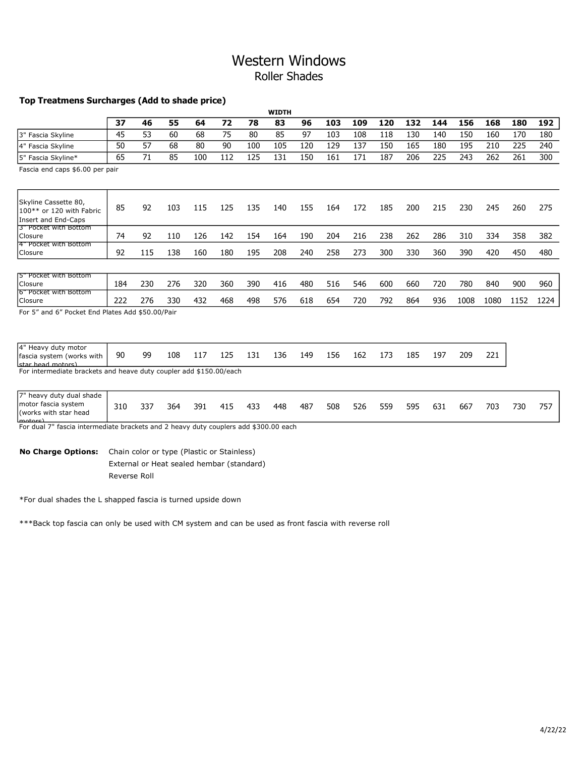# Western Windows

## Roller Shades

**Top Treatmens Surcharges (Add to shade price)**

| | WIDTH | | | | | | | | | | | | | | | | |
|---|---|---|---|---|---|---|---|---|---|---|---|---|---|---|---|---|---|
| | **37** | **46** | **55** | **64** | **72** | **78** | **83** | **96** | **103** | **109** | **120** | **132** | **144** | **156** | **168** | **180** | **192** |
| 3" Fascia Skyline | 45 | 53 | 60 | 68 | 75 | 80 | 85 | 97 | 103 | 108 | 118 | 130 | 140 | 150 | 160 | 170 | 180 |
| 4" Fascia Skyline | 50 | 57 | 68 | 80 | 90 | 100 | 105 | 120 | 129 | 137 | 150 | 165 | 180 | 195 | 210 | 225 | 240 |
| 5" Fascia Skyline* | 65 | 71 | 85 | 100 | 112 | 125 | 131 | 150 | 161 | 171 | 187 | 206 | 225 | 243 | 262 | 261 | 300 |

Fascia end caps $6.00 per pair

| | 37 | 46 | 55 | 64 | 72 | 78 | 83 | 96 | 103 | 109 | 120 | 132 | 144 | 156 | 168 | 180 | 192 |
|---|---|---|---|---|---|---|---|---|---|---|---|---|---|---|---|---|---|
| Skyline Cassette 80, 100** or 120 with Fabric Insert and End-Caps | 85 | 92 | 103 | 115 | 125 | 135 | 140 | 155 | 164 | 172 | 185 | 200 | 215 | 230 | 245 | 260 | 275 |
| 3" Pocket with Bottom Closure | 74 | 92 | 110 | 126 | 142 | 154 | 164 | 190 | 204 | 216 | 238 | 262 | 286 | 310 | 334 | 358 | 382 |
| 4" Pocket with Bottom Closure | 92 | 115 | 138 | 160 | 180 | 195 | 208 | 240 | 258 | 273 | 300 | 330 | 360 | 390 | 420 | 450 | 480 |

| | 37 | 46 | 55 | 64 | 72 | 78 | 83 | 96 | 103 | 109 | 120 | 132 | 144 | 156 | 168 | 180 | 192 |
|---|---|---|---|---|---|---|---|---|---|---|---|---|---|---|---|---|---|
| 5" Pocket with Bottom Closure | 184 | 230 | 276 | 320 | 360 | 390 | 416 | 480 | 516 | 546 | 600 | 660 | 720 | 780 | 840 | 900 | 960 |
| 6" Pocket with Bottom Closure | 222 | 276 | 330 | 432 | 468 | 498 | 576 | 618 | 654 | 720 | 792 | 864 | 936 | 1008 | 1080 | 1152 | 1224 |

For 5" and 6" Pocket End Plates Add $50.00/Pair

| | 37 | 46 | 55 | 64 | 72 | 78 | 83 | 96 | 103 | 109 | 120 | 132 | 144 | 156 | 168 |
|---|---|---|---|---|---|---|---|---|---|---|---|---|---|---|---|
| 4" Heavy duty motor fascia system (works with star head motors) | 90 | 99 | 108 | 117 | 125 | 131 | 136 | 149 | 156 | 162 | 173 | 185 | 197 | 209 | 221 |

For intermediate brackets and heave duty coupler add $150.00/each

| | 37 | 46 | 55 | 64 | 72 | 78 | 83 | 96 | 103 | 109 | 120 | 132 | 144 | 156 | 168 | 180 | 192 |
|---|---|---|---|---|---|---|---|---|---|---|---|---|---|---|---|---|---|
| 7" heavy duty dual shade motor fascia system (works with star head motors) | 310 | 337 | 364 | 391 | 415 | 433 | 448 | 487 | 508 | 526 | 559 | 595 | 631 | 667 | 703 | 730 | 757 |

For dual 7" fascia intermediate brackets and 2 heavy duty couplers add $300.00 each

**No Charge Options:** Chain color or type (Plastic or Stainless)
External or Heat sealed hembar (standard)
Reverse Roll

*For dual shades the L shapped fascia is turned upside down

***Back top fascia can only be used with CM system and can be used as front fascia with reverse roll

4/22/22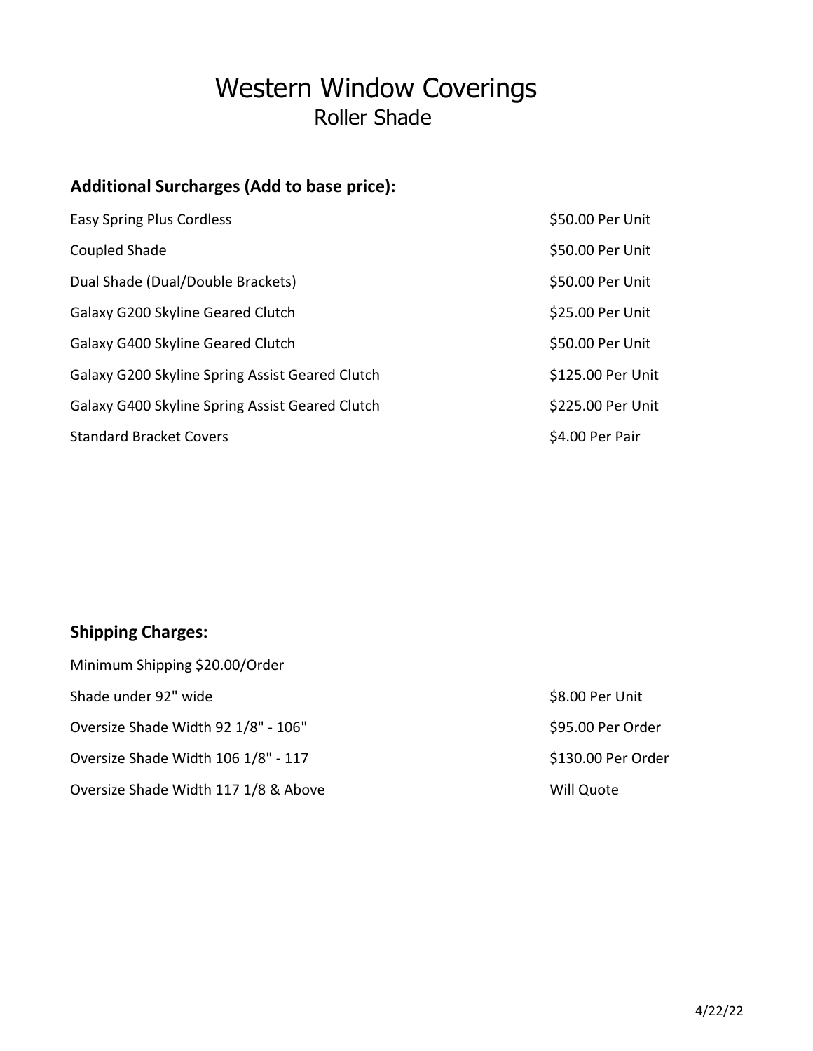# Western Window Coverings

## Roller Shade

### Additional Surcharges (Add to base price):

| | |
|---|---|
| Easy Spring Plus Cordless | $50.00 Per Unit |
| Coupled Shade | $50.00 Per Unit |
| Dual Shade (Dual/Double Brackets) | $50.00 Per Unit |
| Galaxy G200 Skyline Geared Clutch | $25.00 Per Unit |
| Galaxy G400 Skyline Geared Clutch | $50.00 Per Unit |
| Galaxy G200 Skyline Spring Assist Geared Clutch | $125.00 Per Unit |
| Galaxy G400 Skyline Spring Assist Geared Clutch | $225.00 Per Unit |
| Standard Bracket Covers | $4.00 Per Pair |

### Shipping Charges:

Minimum Shipping $20.00/Order

| | |
|---|---|
| Shade under 92" wide | $8.00 Per Unit |
| Oversize Shade Width 92 1/8" - 106" | $95.00 Per Order |
| Oversize Shade Width 106 1/8" - 117 | $130.00 Per Order |
| Oversize Shade Width 117 1/8 & Above | Will Quote |

4/22/22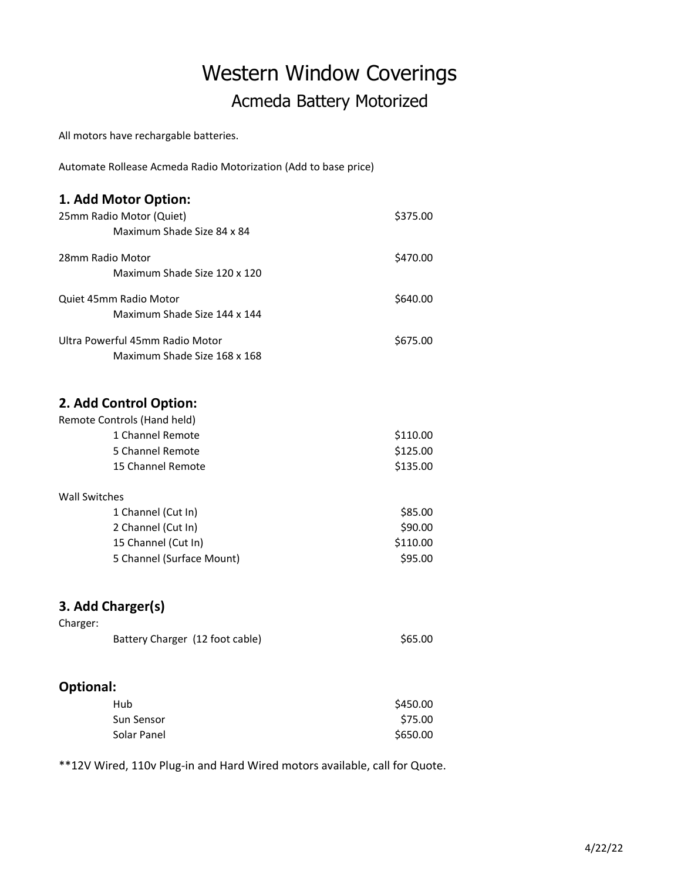# Western Window Coverings

## Acmeda Battery Motorized

All motors have rechargable batteries.

Automate Rollease Acmeda Radio Motorization (Add to base price)

### 1. Add Motor Option:

| | |
|---|---|
| 25mm Radio Motor (Quiet)<br>Maximum Shade Size 84 x 84 | $375.00 |
| 28mm Radio Motor<br>Maximum Shade Size 120 x 120 | $470.00 |
| Quiet 45mm Radio Motor<br>Maximum Shade Size 144 x 144 | $640.00 |
| Ultra Powerful 45mm Radio Motor<br>Maximum Shade Size 168 x 168 | $675.00 |

### 2. Add Control Option:

Remote Controls (Hand held)

| | |
|---|---|
| 1 Channel Remote | $110.00 |
| 5 Channel Remote | $125.00 |
| 15 Channel Remote | $135.00 |

Wall Switches

| | |
|---|---|
| 1 Channel (Cut In) | $85.00 |
| 2 Channel (Cut In) | $90.00 |
| 15 Channel (Cut In) | $110.00 |
| 5 Channel (Surface Mount) | $95.00 |

### 3. Add Charger(s)

Charger:

| | |
|---|---|
| Battery Charger (12 foot cable) | $65.00 |

### Optional:

| | |
|---|---|
| Hub | $450.00 |
| Sun Sensor | $75.00 |
| Solar Panel | $650.00 |

**12V Wired, 110v Plug-in and Hard Wired motors available, call for Quote.

4/22/22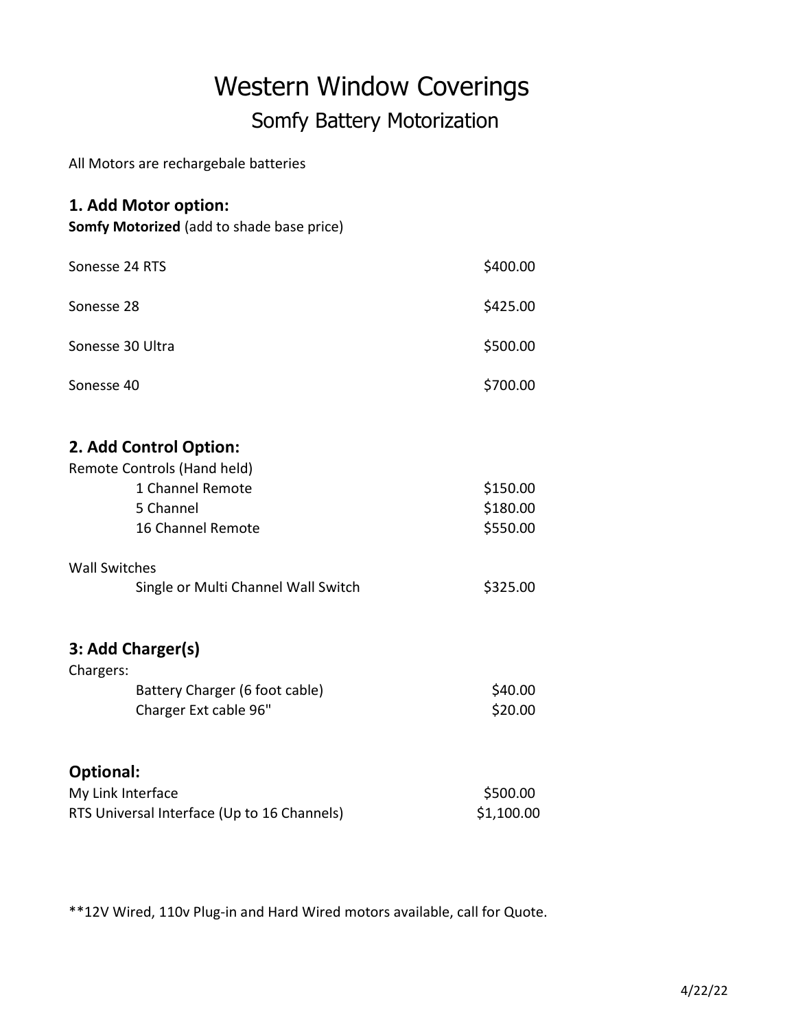# Western Window Coverings

## Somfy Battery Motorization

All Motors are rechargebale batteries

### 1. Add Motor option:

**Somfy Motorized** (add to shade base price)

| | |
|---|---|
| Sonesse 24 RTS | $400.00 |
| Sonesse 28 | $425.00 |
| Sonesse 30 Ultra | $500.00 |
| Sonesse 40 | $700.00 |

### 2. Add Control Option:

Remote Controls (Hand held)

| | |
|---|---|
| 1 Channel Remote | $150.00 |
| 5 Channel | $180.00 |
| 16 Channel Remote | $550.00 |

Wall Switches

| | |
|---|---|
| Single or Multi Channel Wall Switch | $325.00 |

### 3: Add Charger(s)

Chargers:

| | |
|---|---|
| Battery Charger (6 foot cable) | $40.00 |
| Charger Ext cable 96" | $20.00 |

### Optional:

| | |
|---|---|
| My Link Interface | $500.00 |
| RTS Universal Interface (Up to 16 Channels) | $1,100.00 |

**12V Wired, 110v Plug-in and Hard Wired motors available, call for Quote.

4/22/22